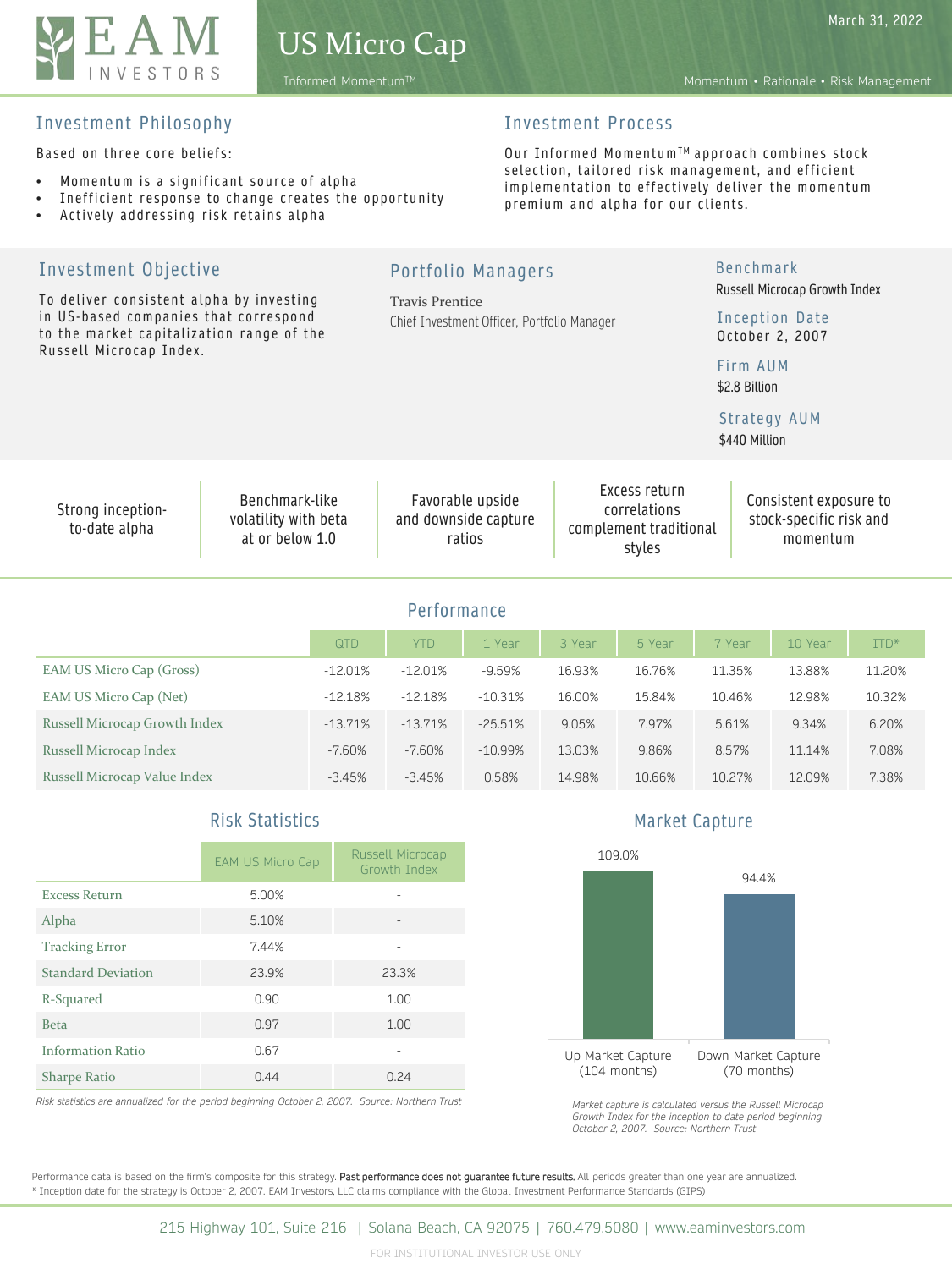# EAM INVESTORS

## US Micro Cap

Informed Momentum™

March 31, 2022

Momentum • Rationale • Risk Management

## Investment Philosophy

Based on three core beliefs:

- Momentum is a significant source of alpha
- Inefficient response to change creates the opportunity
- Actively addressing risk retains alpha

## Investment Process

Our Informed Momentum™ approach combines stock selection, tailored risk management, and efficient implementation to effectively deliver the momentum premium and alpha for our clients.

## Investment Objective

To deliver consistent alpha by investing in US-based companies that correspond to the market capitalization range of the Russell Microcap Index.

## Portfolio Managers

Travis Prentice
Chief Investment Officer, Portfolio Manager

### Benchmark

Russell Microcap Growth Index

### Inception Date

October 2, 2007

### Firm AUM

$2.8 Billion

### Strategy AUM

$440 Million

---

- Strong inception-to-date alpha
- Benchmark-like volatility with beta at or below 1.0
- Favorable upside and downside capture ratios
- Excess return correlations complement traditional styles
- Consistent exposure to stock-specific risk and momentum

## Performance

| | QTD | YTD | 1 Year | 3 Year | 5 Year | 7 Year | 10 Year | ITD* |
|---|---|---|---|---|---|---|---|---|
| EAM US Micro Cap (Gross) | -12.01% | -12.01% | -9.59% | 16.93% | 16.76% | 11.35% | 13.88% | 11.20% |
| EAM US Micro Cap (Net) | -12.18% | -12.18% | -10.31% | 16.00% | 15.84% | 10.46% | 12.98% | 10.32% |
| Russell Microcap Growth Index | -13.71% | -13.71% | -25.51% | 9.05% | 7.97% | 5.61% | 9.34% | 6.20% |
| Russell Microcap Index | -7.60% | -7.60% | -10.99% | 13.03% | 9.86% | 8.57% | 11.14% | 7.08% |
| Russell Microcap Value Index | -3.45% | -3.45% | 0.58% | 14.98% | 10.66% | 10.27% | 12.09% | 7.38% |

## Risk Statistics

| | EAM US Micro Cap | Russell Microcap Growth Index |
|---|---|---|
| Excess Return | 5.00% | - |
| Alpha | 5.10% | - |
| Tracking Error | 7.44% | - |
| Standard Deviation | 23.9% | 23.3% |
| R-Squared | 0.90 | 1.00 |
| Beta | 0.97 | 1.00 |
| Information Ratio | 0.67 | - |
| Sharpe Ratio | 0.44 | 0.24 |

*Risk statistics are annualized for the period beginning October 2, 2007. Source: Northern Trust*

## Market Capture

| | Up Market Capture (104 months) | Down Market Capture (70 months) |
|---|---|---|
| Capture | 109.0% | 94.4% |

*Market capture is calculated versus the Russell Microcap Growth Index for the inception to date period beginning October 2, 2007. Source: Northern Trust*

Performance data is based on the firm's composite for this strategy. **Past performance does not guarantee future results.** All periods greater than one year are annualized.
* Inception date for the strategy is October 2, 2007. EAM Investors, LLC claims compliance with the Global Investment Performance Standards (GIPS)

215 Highway 101, Suite 216 | Solana Beach, CA 92075 | 760.479.5080 | www.eaminvestors.com

FOR INSTITUTIONAL INVESTOR USE ONLY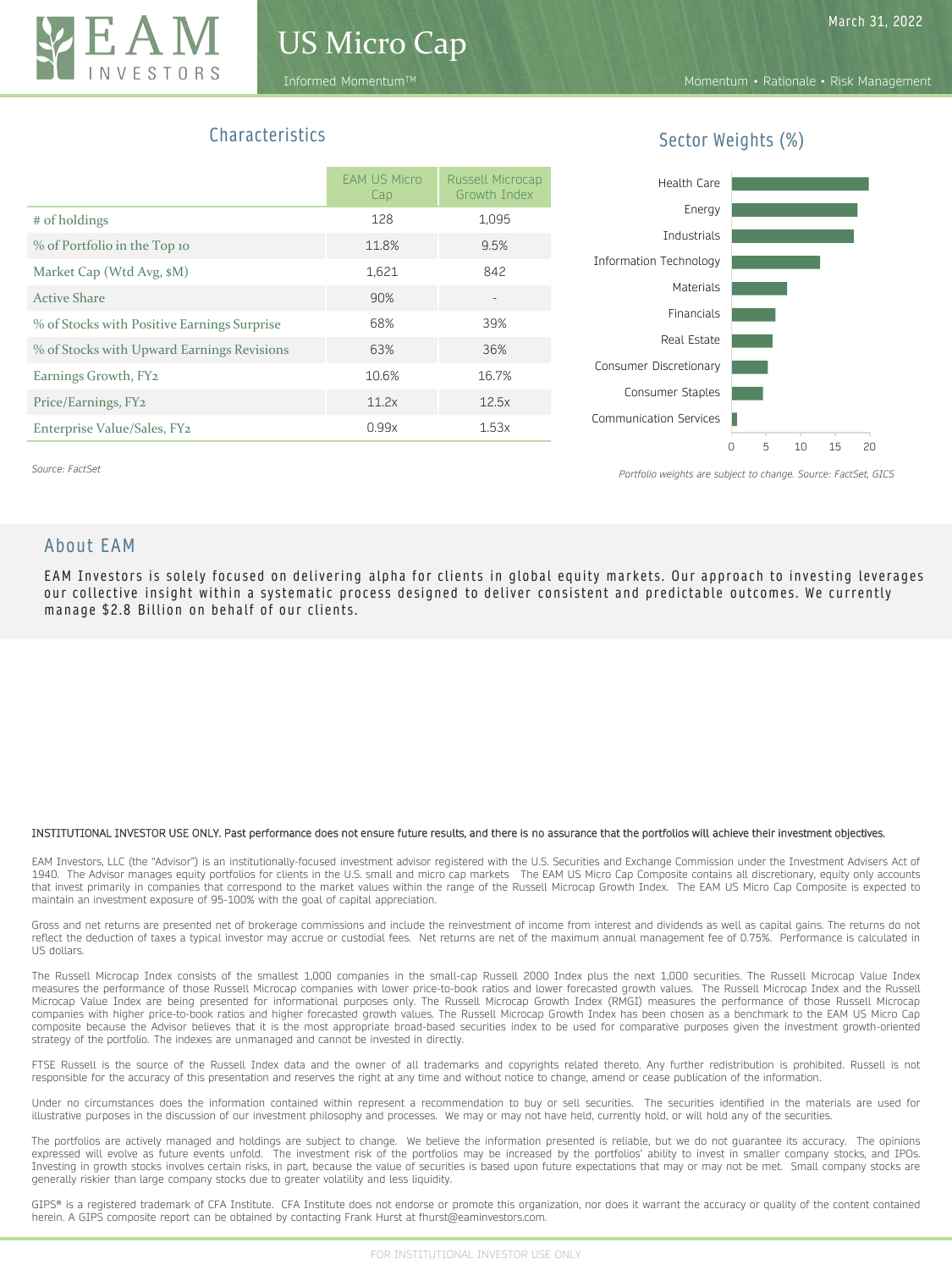EAM INVESTORS

# US Micro Cap

Informed Momentum™

March 31, 2022

Momentum • Rationale • Risk Management

## Characteristics

| | EAM US Micro Cap | Russell Microcap Growth Index |
|---|---|---|
| # of holdings | 128 | 1,095 |
| % of Portfolio in the Top 10 | 11.8% | 9.5% |
| Market Cap (Wtd Avg, $M) | 1,621 | 842 |
| Active Share | 90% | - |
| % of Stocks with Positive Earnings Surprise | 68% | 39% |
| % of Stocks with Upward Earnings Revisions | 63% | 36% |
| Earnings Growth, FY2 | 10.6% | 16.7% |
| Price/Earnings, FY2 | 11.2x | 12.5x |
| Enterprise Value/Sales, FY2 | 0.99x | 1.53x |

*Source: FactSet*

## Sector Weights (%)

Health Care
Energy
Industrials
Information Technology
Materials
Financials
Real Estate
Consumer Discretionary
Consumer Staples
Communication Services

0 5 10 15 20

*Portfolio weights are subject to change. Source: FactSet, GICS*

## About EAM

EAM Investors is solely focused on delivering alpha for clients in global equity markets. Our approach to investing leverages our collective insight within a systematic process designed to deliver consistent and predictable outcomes. We currently manage $2.8 Billion on behalf of our clients.

INSTITUTIONAL INVESTOR USE ONLY. Past performance does not ensure future results, and there is no assurance that the portfolios will achieve their investment objectives.

EAM Investors, LLC (the "Advisor") is an institutionally-focused investment advisor registered with the U.S. Securities and Exchange Commission under the Investment Advisers Act of 1940. The Advisor manages equity portfolios for clients in the U.S. small and micro cap markets The EAM US Micro Cap Composite contains all discretionary, equity only accounts that invest primarily in companies that correspond to the market values within the range of the Russell Microcap Growth Index. The EAM US Micro Cap Composite is expected to maintain an investment exposure of 95-100% with the goal of capital appreciation.

Gross and net returns are presented net of brokerage commissions and include the reinvestment of income from interest and dividends as well as capital gains. The returns do not reflect the deduction of taxes a typical investor may accrue or custodial fees. Net returns are net of the maximum annual management fee of 0.75%. Performance is calculated in US dollars.

The Russell Microcap Index consists of the smallest 1,000 companies in the small-cap Russell 2000 Index plus the next 1,000 securities. The Russell Microcap Value Index measures the performance of those Russell Microcap companies with lower price-to-book ratios and lower forecasted growth values. The Russell Microcap Index and the Russell Microcap Value Index are being presented for informational purposes only. The Russell Microcap Growth Index (RMGI) measures the performance of those Russell Microcap companies with higher price-to-book ratios and higher forecasted growth values. The Russell Microcap Growth Index has been chosen as a benchmark to the EAM US Micro Cap composite because the Advisor believes that it is the most appropriate broad-based securities index to be used for comparative purposes given the investment growth-oriented strategy of the portfolio. The indexes are unmanaged and cannot be invested in directly.

FTSE Russell is the source of the Russell Index data and the owner of all trademarks and copyrights related thereto. Any further redistribution is prohibited. Russell is not responsible for the accuracy of this presentation and reserves the right at any time and without notice to change, amend or cease publication of the information.

Under no circumstances does the information contained within represent a recommendation to buy or sell securities. The securities identified in the materials are used for illustrative purposes in the discussion of our investment philosophy and processes. We may or may not have held, currently hold, or will hold any of the securities.

The portfolios are actively managed and holdings are subject to change. We believe the information presented is reliable, but we do not guarantee its accuracy. The opinions expressed will evolve as future events unfold. The investment risk of the portfolios may be increased by the portfolios' ability to invest in smaller company stocks, and IPOs. Investing in growth stocks involves certain risks, in part, because the value of securities is based upon future expectations that may or may not be met. Small company stocks are generally riskier than large company stocks due to greater volatility and less liquidity.

GIPS® is a registered trademark of CFA Institute. CFA Institute does not endorse or promote this organization, nor does it warrant the accuracy or quality of the content contained herein. A GIPS composite report can be obtained by contacting Frank Hurst at fhurst@eaminvestors.com.

FOR INSTITUTIONAL INVESTOR USE ONLY